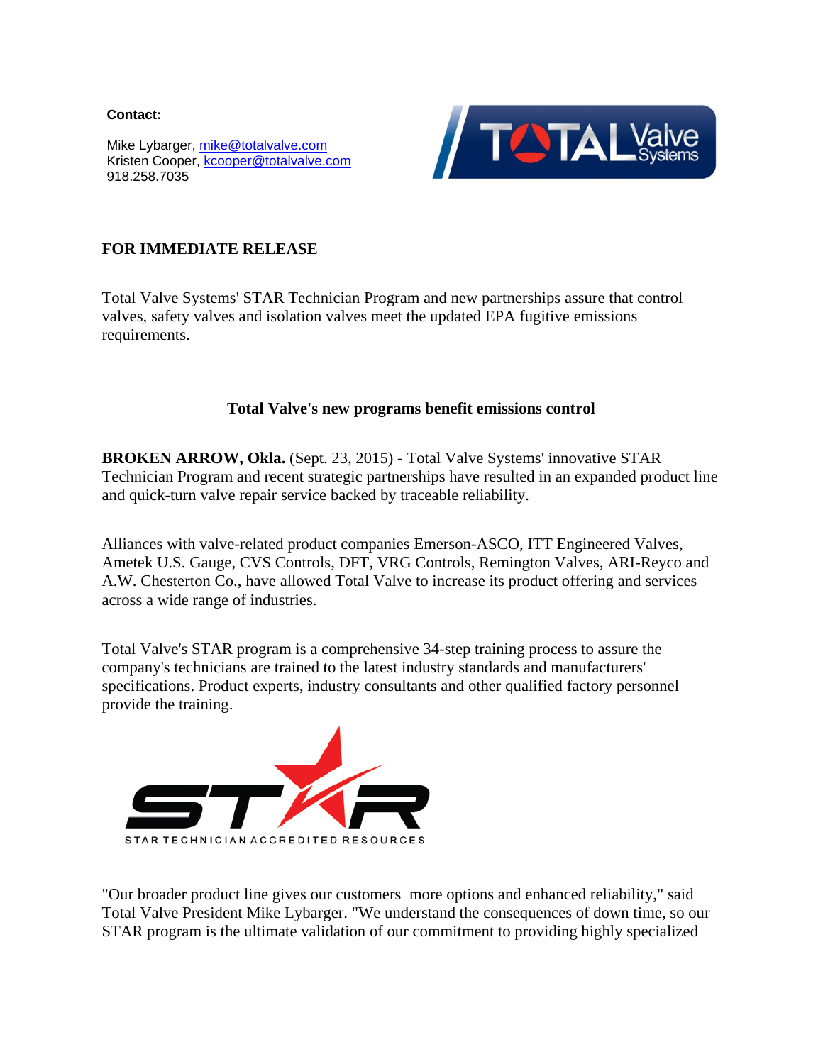**Contact:**

Mike Lybarger, mike@totalvalve.com
Kristen Cooper, kcooper@totalvalve.com
918.258.7035

**FOR IMMEDIATE RELEASE**

Total Valve Systems' STAR Technician Program and new partnerships assure that control valves, safety valves and isolation valves meet the updated EPA fugitive emissions requirements.

## Total Valve's new programs benefit emissions control

**BROKEN ARROW, Okla.** (Sept. 23, 2015) - Total Valve Systems' innovative STAR Technician Program and recent strategic partnerships have resulted in an expanded product line and quick-turn valve repair service backed by traceable reliability.

Alliances with valve-related product companies Emerson-ASCO, ITT Engineered Valves, Ametek U.S. Gauge, CVS Controls, DFT, VRG Controls, Remington Valves, ARI-Reyco and A.W. Chesterton Co., have allowed Total Valve to increase its product offering and services across a wide range of industries.

Total Valve's STAR program is a comprehensive 34-step training process to assure the company's technicians are trained to the latest industry standards and manufacturers' specifications. Product experts, industry consultants and other qualified factory personnel provide the training.

"Our broader product line gives our customers more options and enhanced reliability," said Total Valve President Mike Lybarger. "We understand the consequences of down time, so our STAR program is the ultimate validation of our commitment to providing highly specialized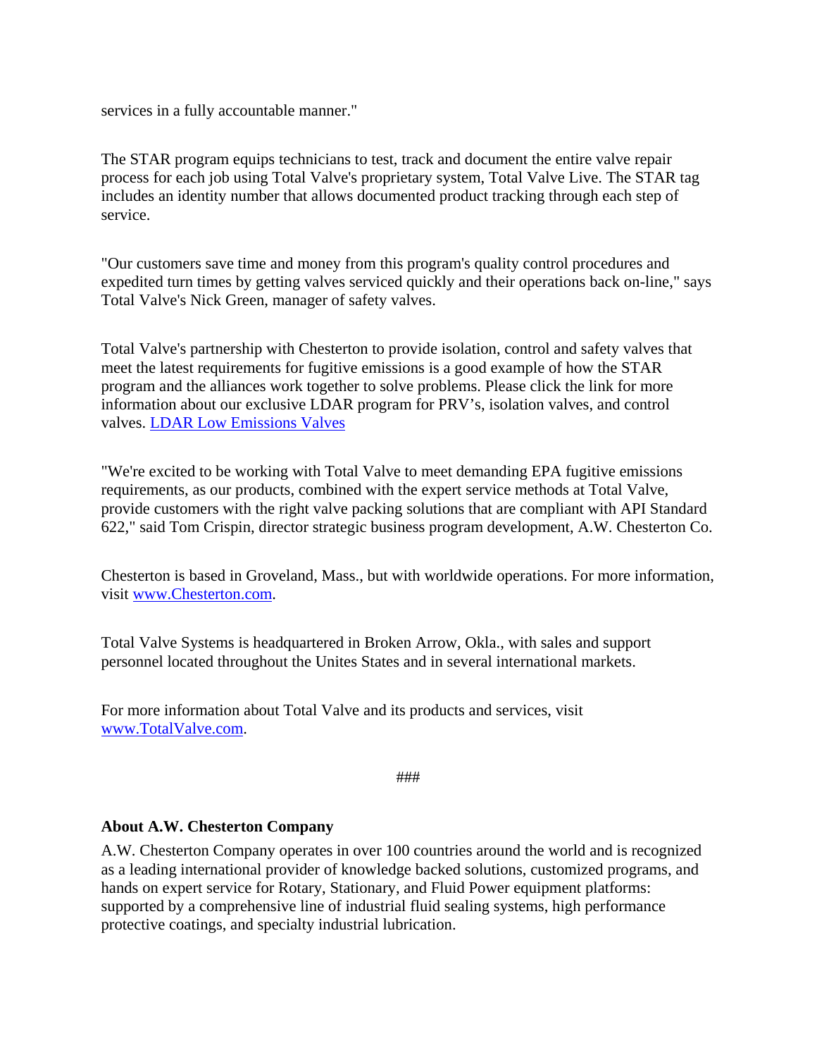services in a fully accountable manner."

The STAR program equips technicians to test, track and document the entire valve repair process for each job using Total Valve's proprietary system, Total Valve Live. The STAR tag includes an identity number that allows documented product tracking through each step of service.

"Our customers save time and money from this program's quality control procedures and expedited turn times by getting valves serviced quickly and their operations back on-line," says Total Valve's Nick Green, manager of safety valves.

Total Valve's partnership with Chesterton to provide isolation, control and safety valves that meet the latest requirements for fugitive emissions is a good example of how the STAR program and the alliances work together to solve problems. Please click the link for more information about our exclusive LDAR program for PRV's, isolation valves, and control valves. LDAR Low Emissions Valves

"We're excited to be working with Total Valve to meet demanding EPA fugitive emissions requirements, as our products, combined with the expert service methods at Total Valve, provide customers with the right valve packing solutions that are compliant with API Standard 622," said Tom Crispin, director strategic business program development, A.W. Chesterton Co.

Chesterton is based in Groveland, Mass., but with worldwide operations. For more information, visit www.Chesterton.com.

Total Valve Systems is headquartered in Broken Arrow, Okla., with sales and support personnel located throughout the Unites States and in several international markets.

For more information about Total Valve and its products and services, visit www.TotalValve.com.

###

**About A.W. Chesterton Company**

A.W. Chesterton Company operates in over 100 countries around the world and is recognized as a leading international provider of knowledge backed solutions, customized programs, and hands on expert service for Rotary, Stationary, and Fluid Power equipment platforms: supported by a comprehensive line of industrial fluid sealing systems, high performance protective coatings, and specialty industrial lubrication.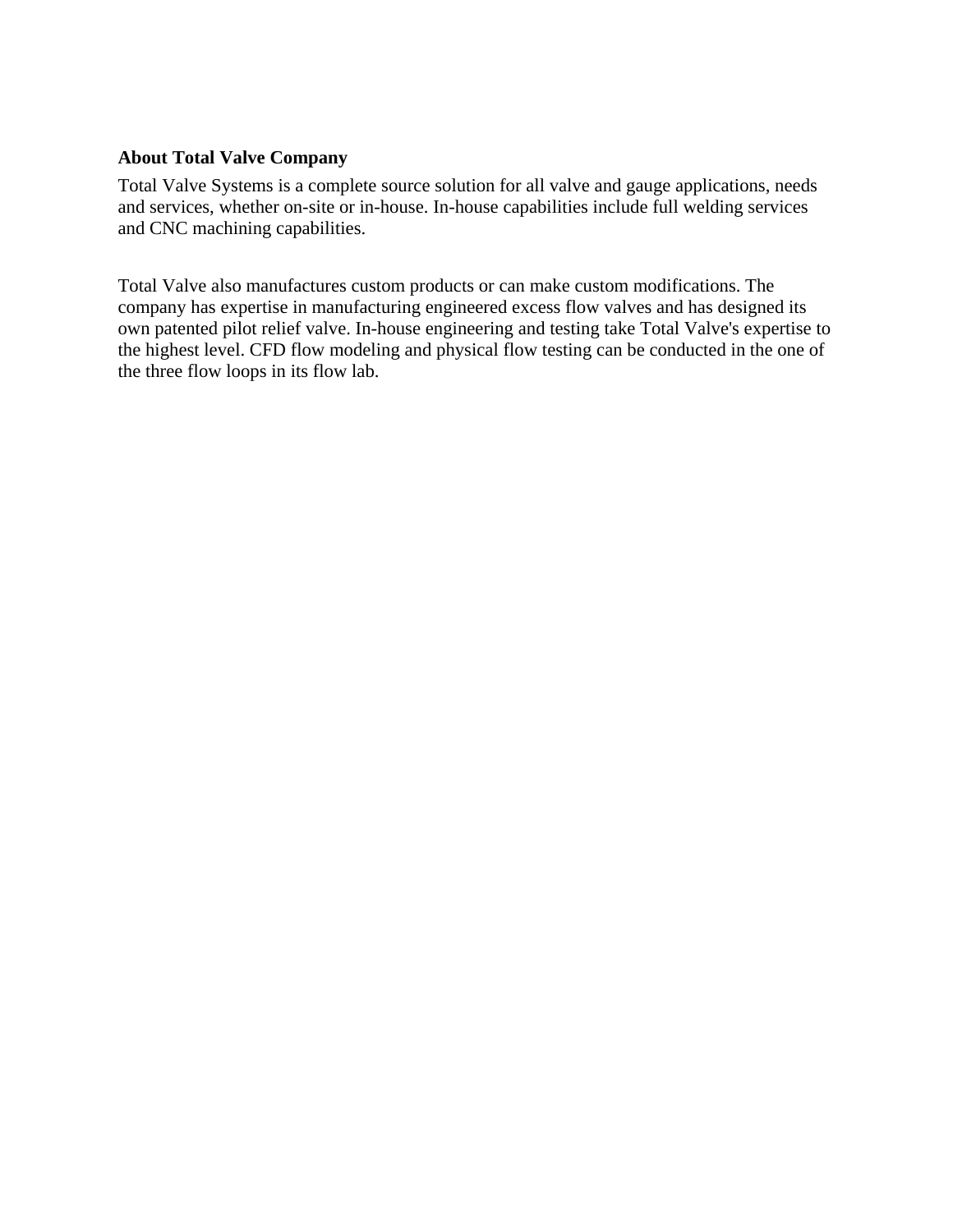**About Total Valve Company**

Total Valve Systems is a complete source solution for all valve and gauge applications, needs and services, whether on-site or in-house. In-house capabilities include full welding services and CNC machining capabilities.

Total Valve also manufactures custom products or can make custom modifications. The company has expertise in manufacturing engineered excess flow valves and has designed its own patented pilot relief valve. In-house engineering and testing take Total Valve's expertise to the highest level. CFD flow modeling and physical flow testing can be conducted in the one of the three flow loops in its flow lab.